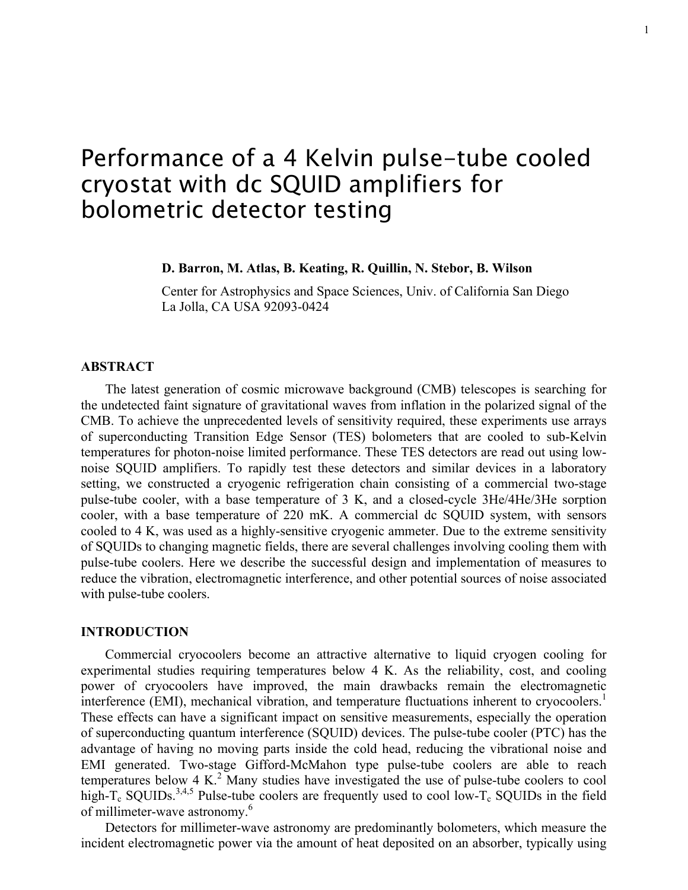# Performance of a 4 Kelvin pulse-tube cooled cryostat with dc SQUID amplifiers for bolometric detector testing

**D. Barron, M. Atlas, B. Keating, R. Quillin, N. Stebor, B. Wilson**

Center for Astrophysics and Space Sciences, Univ. of California San Diego
La Jolla, CA USA 92093-0424

## ABSTRACT

The latest generation of cosmic microwave background (CMB) telescopes is searching for the undetected faint signature of gravitational waves from inflation in the polarized signal of the CMB. To achieve the unprecedented levels of sensitivity required, these experiments use arrays of superconducting Transition Edge Sensor (TES) bolometers that are cooled to sub-Kelvin temperatures for photon-noise limited performance. These TES detectors are read out using low-noise SQUID amplifiers. To rapidly test these detectors and similar devices in a laboratory setting, we constructed a cryogenic refrigeration chain consisting of a commercial two-stage pulse-tube cooler, with a base temperature of 3 K, and a closed-cycle 3He/4He/3He sorption cooler, with a base temperature of 220 mK. A commercial dc SQUID system, with sensors cooled to 4 K, was used as a highly-sensitive cryogenic ammeter. Due to the extreme sensitivity of SQUIDs to changing magnetic fields, there are several challenges involving cooling them with pulse-tube coolers. Here we describe the successful design and implementation of measures to reduce the vibration, electromagnetic interference, and other potential sources of noise associated with pulse-tube coolers.

## INTRODUCTION

Commercial cryocoolers become an attractive alternative to liquid cryogen cooling for experimental studies requiring temperatures below 4 K. As the reliability, cost, and cooling power of cryocoolers have improved, the main drawbacks remain the electromagnetic interference (EMI), mechanical vibration, and temperature fluctuations inherent to cryocoolers.[1] These effects can have a significant impact on sensitive measurements, especially the operation of superconducting quantum interference (SQUID) devices. The pulse-tube cooler (PTC) has the advantage of having no moving parts inside the cold head, reducing the vibrational noise and EMI generated. Two-stage Gifford-McMahon type pulse-tube coolers are able to reach temperatures below 4 K.[2] Many studies have investigated the use of pulse-tube coolers to cool high-$T_c$ SQUIDs.[3,4,5] Pulse-tube coolers are frequently used to cool low-$T_c$ SQUIDs in the field of millimeter-wave astronomy.[6]

Detectors for millimeter-wave astronomy are predominantly bolometers, which measure the incident electromagnetic power via the amount of heat deposited on an absorber, typically using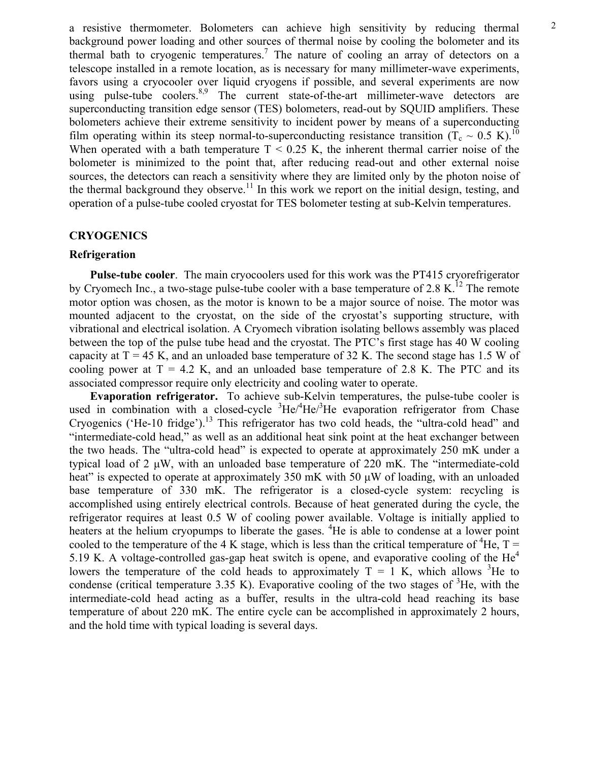a resistive thermometer. Bolometers can achieve high sensitivity by reducing thermal background power loading and other sources of thermal noise by cooling the bolometer and its thermal bath to cryogenic temperatures.[7] The nature of cooling an array of detectors on a telescope installed in a remote location, as is necessary for many millimeter-wave experiments, favors using a cryocooler over liquid cryogens if possible, and several experiments are now using pulse-tube coolers.[8,9] The current state-of-the-art millimeter-wave detectors are superconducting transition edge sensor (TES) bolometers, read-out by SQUID amplifiers. These bolometers achieve their extreme sensitivity to incident power by means of a superconducting film operating within its steep normal-to-superconducting resistance transition ($T_c \sim 0.5$ K).[10] When operated with a bath temperature $T < 0.25$ K, the inherent thermal carrier noise of the bolometer is minimized to the point that, after reducing read-out and other external noise sources, the detectors can reach a sensitivity where they are limited only by the photon noise of the thermal background they observe.[11] In this work we report on the initial design, testing, and operation of a pulse-tube cooled cryostat for TES bolometer testing at sub-Kelvin temperatures.

## CRYOGENICS

### Refrigeration

**Pulse-tube cooler**. The main cryocoolers used for this work was the PT415 cryorefrigerator by Cryomech Inc., a two-stage pulse-tube cooler with a base temperature of 2.8 K.[12] The remote motor option was chosen, as the motor is known to be a major source of noise. The motor was mounted adjacent to the cryostat, on the side of the cryostat's supporting structure, with vibrational and electrical isolation. A Cryomech vibration isolating bellows assembly was placed between the top of the pulse tube head and the cryostat. The PTC's first stage has 40 W cooling capacity at T = 45 K, and an unloaded base temperature of 32 K. The second stage has 1.5 W of cooling power at T = 4.2 K, and an unloaded base temperature of 2.8 K. The PTC and its associated compressor require only electricity and cooling water to operate.

**Evaporation refrigerator.** To achieve sub-Kelvin temperatures, the pulse-tube cooler is used in combination with a closed-cycle $^3$He/$^4$He/$^3$He evaporation refrigerator from Chase Cryogenics ('He-10 fridge').[13] This refrigerator has two cold heads, the "ultra-cold head" and "intermediate-cold head," as well as an additional heat sink point at the heat exchanger between the two heads. The "ultra-cold head" is expected to operate at approximately 250 mK under a typical load of 2 µW, with an unloaded base temperature of 220 mK. The "intermediate-cold heat" is expected to operate at approximately 350 mK with 50 µW of loading, with an unloaded base temperature of 330 mK. The refrigerator is a closed-cycle system: recycling is accomplished using entirely electrical controls. Because of heat generated during the cycle, the refrigerator requires at least 0.5 W of cooling power available. Voltage is initially applied to heaters at the helium cryopumps to liberate the gases. $^4$He is able to condense at a lower point cooled to the temperature of the 4 K stage, which is less than the critical temperature of $^4$He, T = 5.19 K. A voltage-controlled gas-gap heat switch is opene, and evaporative cooling of the He$^4$ lowers the temperature of the cold heads to approximately T = 1 K, which allows $^3$He to condense (critical temperature 3.35 K). Evaporative cooling of the two stages of $^3$He, with the intermediate-cold head acting as a buffer, results in the ultra-cold head reaching its base temperature of about 220 mK. The entire cycle can be accomplished in approximately 2 hours, and the hold time with typical loading is several days.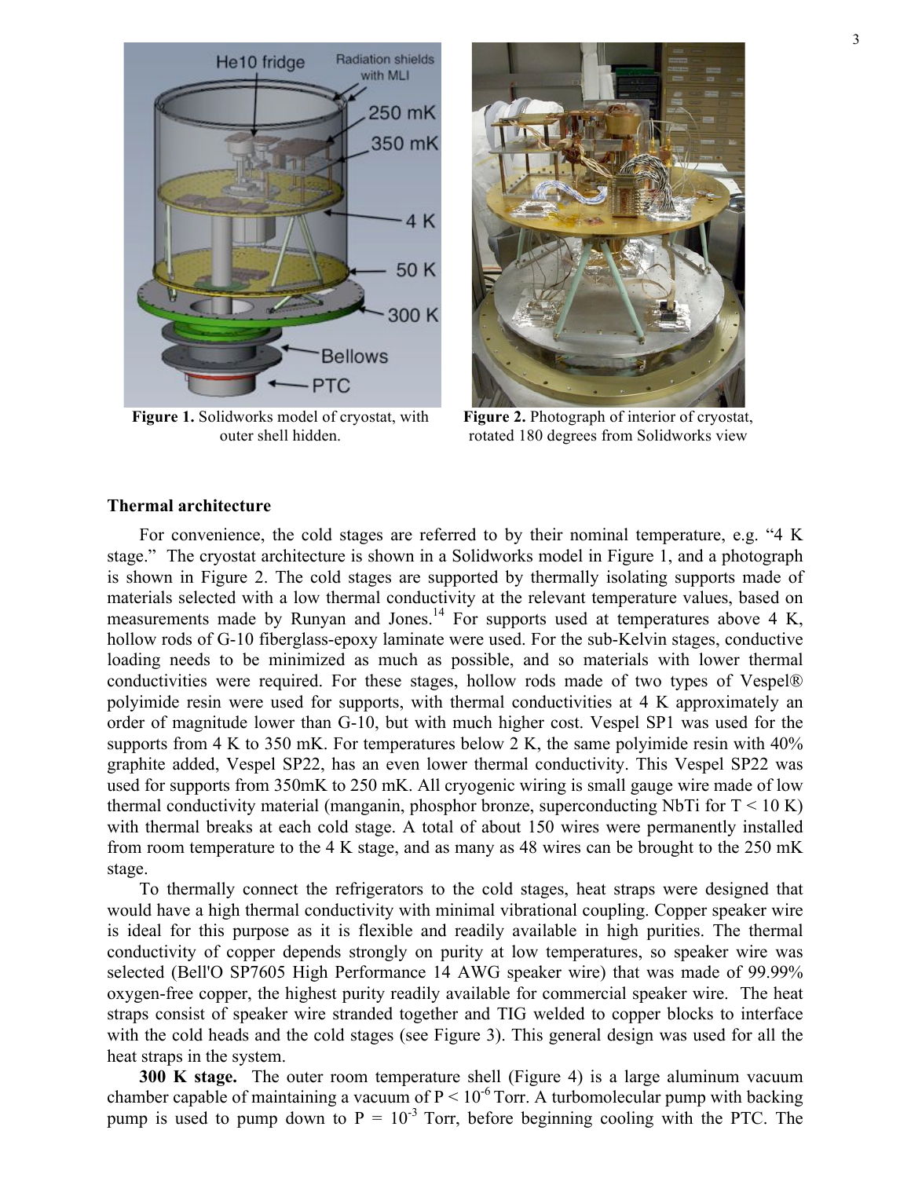Figure 1. Solidworks model of cryostat, with outer shell hidden.

Figure 2. Photograph of interior of cryostat, rotated 180 degrees from Solidworks view

### Thermal architecture

For convenience, the cold stages are referred to by their nominal temperature, e.g. "4 K stage." The cryostat architecture is shown in a Solidworks model in Figure 1, and a photograph is shown in Figure 2. The cold stages are supported by thermally isolating supports made of materials selected with a low thermal conductivity at the relevant temperature values, based on measurements made by Runyan and Jones.[14] For supports used at temperatures above 4 K, hollow rods of G-10 fiberglass-epoxy laminate were used. For the sub-Kelvin stages, conductive loading needs to be minimized as much as possible, and so materials with lower thermal conductivities were required. For these stages, hollow rods made of two types of Vespel® polyimide resin were used for supports, with thermal conductivities at 4 K approximately an order of magnitude lower than G-10, but with much higher cost. Vespel SP1 was used for the supports from 4 K to 350 mK. For temperatures below 2 K, the same polyimide resin with 40% graphite added, Vespel SP22, has an even lower thermal conductivity. This Vespel SP22 was used for supports from 350mK to 250 mK. All cryogenic wiring is small gauge wire made of low thermal conductivity material (manganin, phosphor bronze, superconducting NbTi for $T < 10$ K) with thermal breaks at each cold stage. A total of about 150 wires were permanently installed from room temperature to the 4 K stage, and as many as 48 wires can be brought to the 250 mK stage.

To thermally connect the refrigerators to the cold stages, heat straps were designed that would have a high thermal conductivity with minimal vibrational coupling. Copper speaker wire is ideal for this purpose as it is flexible and readily available in high purities. The thermal conductivity of copper depends strongly on purity at low temperatures, so speaker wire was selected (Bell'O SP7605 High Performance 14 AWG speaker wire) that was made of 99.99% oxygen-free copper, the highest purity readily available for commercial speaker wire. The heat straps consist of speaker wire stranded together and TIG welded to copper blocks to interface with the cold heads and the cold stages (see Figure 3). This general design was used for all the heat straps in the system.

**300 K stage.** The outer room temperature shell (Figure 4) is a large aluminum vacuum chamber capable of maintaining a vacuum of $P < 10^{-6}$ Torr. A turbomolecular pump with backing pump is used to pump down to $P = 10^{-3}$ Torr, before beginning cooling with the PTC. The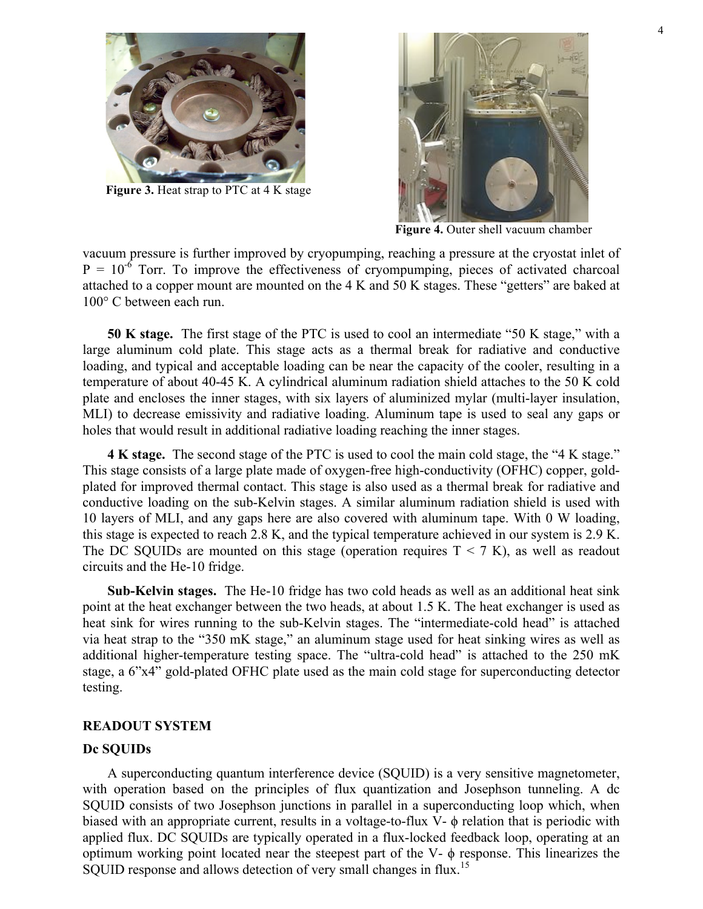Figure 3. Heat strap to PTC at 4 K stage

Figure 4. Outer shell vacuum chamber

vacuum pressure is further improved by cryopumping, reaching a pressure at the cryostat inlet of $P = 10^{-6}$ Torr. To improve the effectiveness of cryompumping, pieces of activated charcoal attached to a copper mount are mounted on the 4 K and 50 K stages. These "getters" are baked at 100° C between each run.

**50 K stage.** The first stage of the PTC is used to cool an intermediate "50 K stage," with a large aluminum cold plate. This stage acts as a thermal break for radiative and conductive loading, and typical and acceptable loading can be near the capacity of the cooler, resulting in a temperature of about 40-45 K. A cylindrical aluminum radiation shield attaches to the 50 K cold plate and encloses the inner stages, with six layers of aluminized mylar (multi-layer insulation, MLI) to decrease emissivity and radiative loading. Aluminum tape is used to seal any gaps or holes that would result in additional radiative loading reaching the inner stages.

**4 K stage.** The second stage of the PTC is used to cool the main cold stage, the "4 K stage." This stage consists of a large plate made of oxygen-free high-conductivity (OFHC) copper, gold-plated for improved thermal contact. This stage is also used as a thermal break for radiative and conductive loading on the sub-Kelvin stages. A similar aluminum radiation shield is used with 10 layers of MLI, and any gaps here are also covered with aluminum tape. With 0 W loading, this stage is expected to reach 2.8 K, and the typical temperature achieved in our system is 2.9 K. The DC SQUIDs are mounted on this stage (operation requires $T < 7$ K), as well as readout circuits and the He-10 fridge.

**Sub-Kelvin stages.** The He-10 fridge has two cold heads as well as an additional heat sink point at the heat exchanger between the two heads, at about 1.5 K. The heat exchanger is used as heat sink for wires running to the sub-Kelvin stages. The "intermediate-cold head" is attached via heat strap to the "350 mK stage," an aluminum stage used for heat sinking wires as well as additional higher-temperature testing space. The "ultra-cold head" is attached to the 250 mK stage, a 6"x4" gold-plated OFHC plate used as the main cold stage for superconducting detector testing.

## READOUT SYSTEM

### Dc SQUIDs

A superconducting quantum interference device (SQUID) is a very sensitive magnetometer, with operation based on the principles of flux quantization and Josephson tunneling. A dc SQUID consists of two Josephson junctions in parallel in a superconducting loop which, when biased with an appropriate current, results in a voltage-to-flux V- $\phi$ relation that is periodic with applied flux. DC SQUIDs are typically operated in a flux-locked feedback loop, operating at an optimum working point located near the steepest part of the V- $\phi$ response. This linearizes the SQUID response and allows detection of very small changes in flux.[15]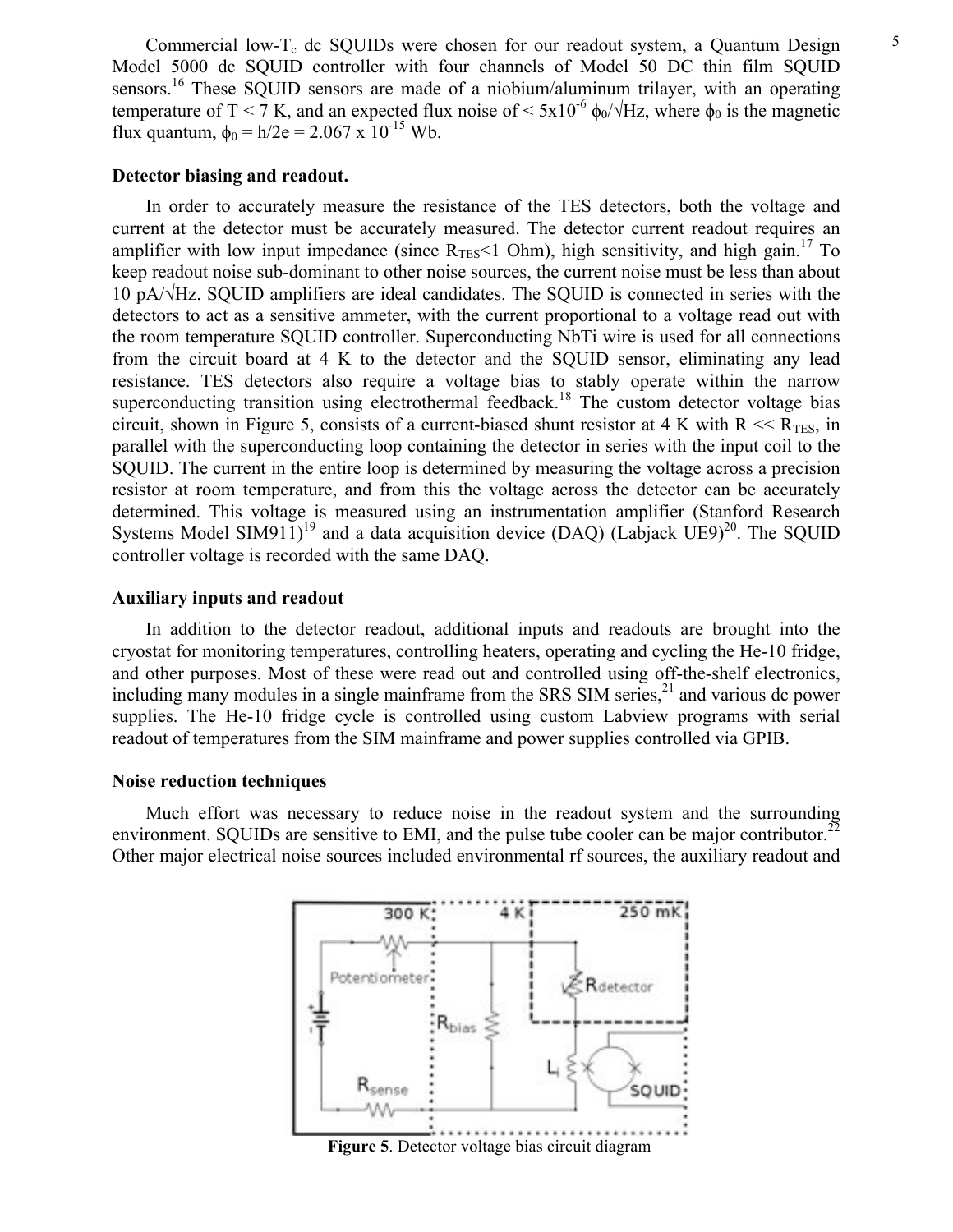Commercial low-$T_c$ dc SQUIDs were chosen for our readout system, a Quantum Design Model 5000 dc SQUID controller with four channels of Model 50 DC thin film SQUID sensors.[16] These SQUID sensors are made of a niobium/aluminum trilayer, with an operating temperature of T < 7 K, and an expected flux noise of < $5 \times 10^{-6}$ $\phi_0/\sqrt{Hz}$, where $\phi_0$ is the magnetic flux quantum, $\phi_0 = h/2e = 2.067 \times 10^{-15}$ Wb.

**Detector biasing and readout.**

In order to accurately measure the resistance of the TES detectors, both the voltage and current at the detector must be accurately measured. The detector current readout requires an amplifier with low input impedance (since $R_{TES}$<1 Ohm), high sensitivity, and high gain.[17] To keep readout noise sub-dominant to other noise sources, the current noise must be less than about 10 pA/$\sqrt{Hz}$. SQUID amplifiers are ideal candidates. The SQUID is connected in series with the detectors to act as a sensitive ammeter, with the current proportional to a voltage read out with the room temperature SQUID controller. Superconducting NbTi wire is used for all connections from the circuit board at 4 K to the detector and the SQUID sensor, eliminating any lead resistance. TES detectors also require a voltage bias to stably operate within the narrow superconducting transition using electrothermal feedback.[18] The custom detector voltage bias circuit, shown in Figure 5, consists of a current-biased shunt resistor at 4 K with R << $R_{TES}$, in parallel with the superconducting loop containing the detector in series with the input coil to the SQUID. The current in the entire loop is determined by measuring the voltage across a precision resistor at room temperature, and from this the voltage across the detector can be accurately determined. This voltage is measured using an instrumentation amplifier (Stanford Research Systems Model SIM911)[19] and a data acquisition device (DAQ) (Labjack UE9)[20]. The SQUID controller voltage is recorded with the same DAQ.

**Auxiliary inputs and readout**

In addition to the detector readout, additional inputs and readouts are brought into the cryostat for monitoring temperatures, controlling heaters, operating and cycling the He-10 fridge, and other purposes. Most of these were read out and controlled using off-the-shelf electronics, including many modules in a single mainframe from the SRS SIM series,[21] and various dc power supplies. The He-10 fridge cycle is controlled using custom Labview programs with serial readout of temperatures from the SIM mainframe and power supplies controlled via GPIB.

**Noise reduction techniques**

Much effort was necessary to reduce noise in the readout system and the surrounding environment. SQUIDs are sensitive to EMI, and the pulse tube cooler can be major contributor.[22] Other major electrical noise sources included environmental rf sources, the auxiliary readout and

**Figure 5**. Detector voltage bias circuit diagram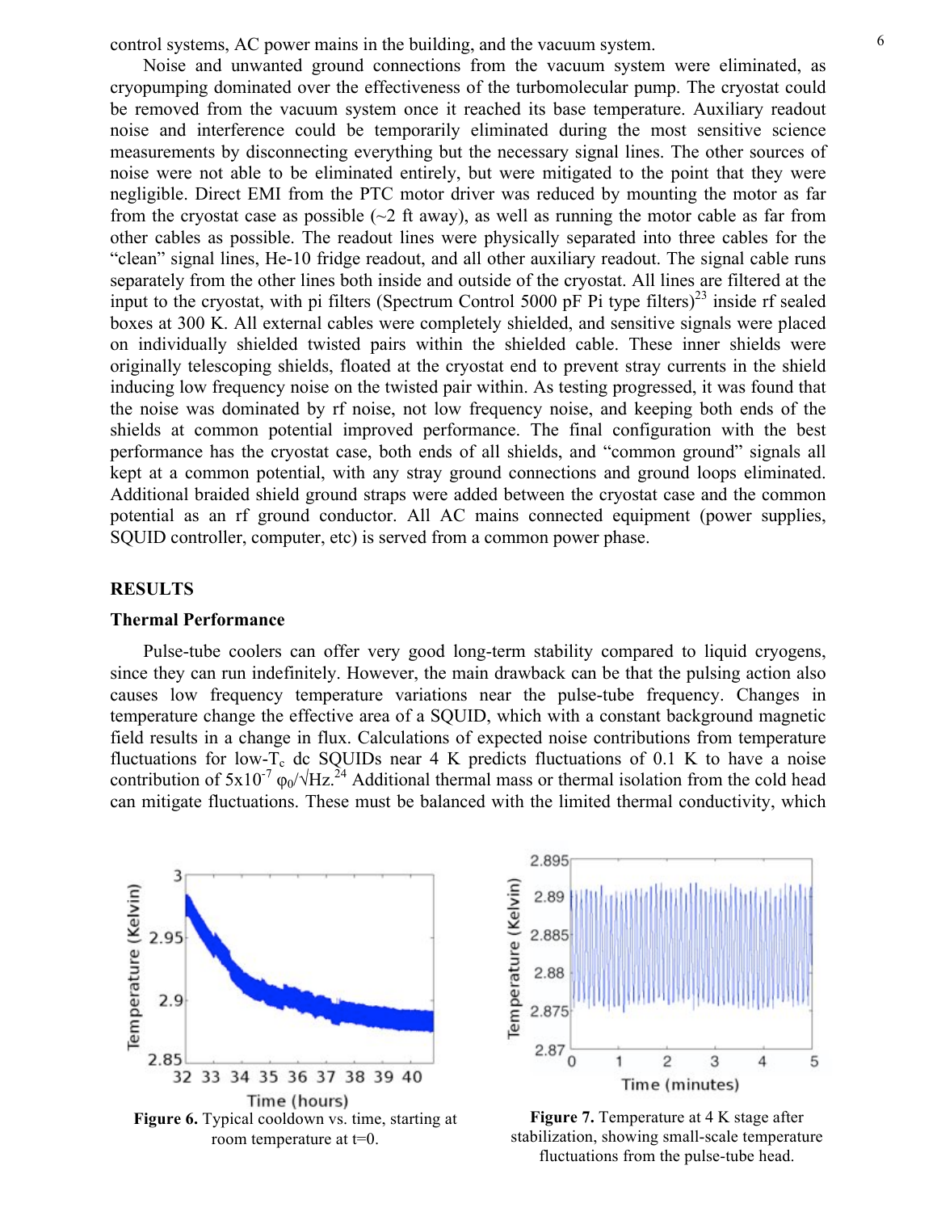control systems, AC power mains in the building, and the vacuum system.

Noise and unwanted ground connections from the vacuum system were eliminated, as cryopumping dominated over the effectiveness of the turbomolecular pump. The cryostat could be removed from the vacuum system once it reached its base temperature. Auxiliary readout noise and interference could be temporarily eliminated during the most sensitive science measurements by disconnecting everything but the necessary signal lines. The other sources of noise were not able to be eliminated entirely, but were mitigated to the point that they were negligible. Direct EMI from the PTC motor driver was reduced by mounting the motor as far from the cryostat case as possible (~2 ft away), as well as running the motor cable as far from other cables as possible. The readout lines were physically separated into three cables for the "clean" signal lines, He-10 fridge readout, and all other auxiliary readout. The signal cable runs separately from the other lines both inside and outside of the cryostat. All lines are filtered at the input to the cryostat, with pi filters (Spectrum Control 5000 pF Pi type filters)[23] inside rf sealed boxes at 300 K. All external cables were completely shielded, and sensitive signals were placed on individually shielded twisted pairs within the shielded cable. These inner shields were originally telescoping shields, floated at the cryostat end to prevent stray currents in the shield inducing low frequency noise on the twisted pair within. As testing progressed, it was found that the noise was dominated by rf noise, not low frequency noise, and keeping both ends of the shields at common potential improved performance. The final configuration with the best performance has the cryostat case, both ends of all shields, and "common ground" signals all kept at a common potential, with any stray ground connections and ground loops eliminated. Additional braided shield ground straps were added between the cryostat case and the common potential as an rf ground conductor. All AC mains connected equipment (power supplies, SQUID controller, computer, etc) is served from a common power phase.

## RESULTS

### Thermal Performance

Pulse-tube coolers can offer very good long-term stability compared to liquid cryogens, since they can run indefinitely. However, the main drawback can be that the pulsing action also causes low frequency temperature variations near the pulse-tube frequency. Changes in temperature change the effective area of a SQUID, which with a constant background magnetic field results in a change in flux. Calculations of expected noise contributions from temperature fluctuations for low-$T_c$ dc SQUIDs near 4 K predicts fluctuations of 0.1 K to have a noise contribution of $5\times10^{-7}\ \varphi_0/\sqrt{\text{Hz}}$.[24] Additional thermal mass or thermal isolation from the cold head can mitigate fluctuations. These must be balanced with the limited thermal conductivity, which

**Figure 6.** Typical cooldown vs. time, starting at room temperature at t=0.

**Figure 7.** Temperature at 4 K stage after stabilization, showing small-scale temperature fluctuations from the pulse-tube head.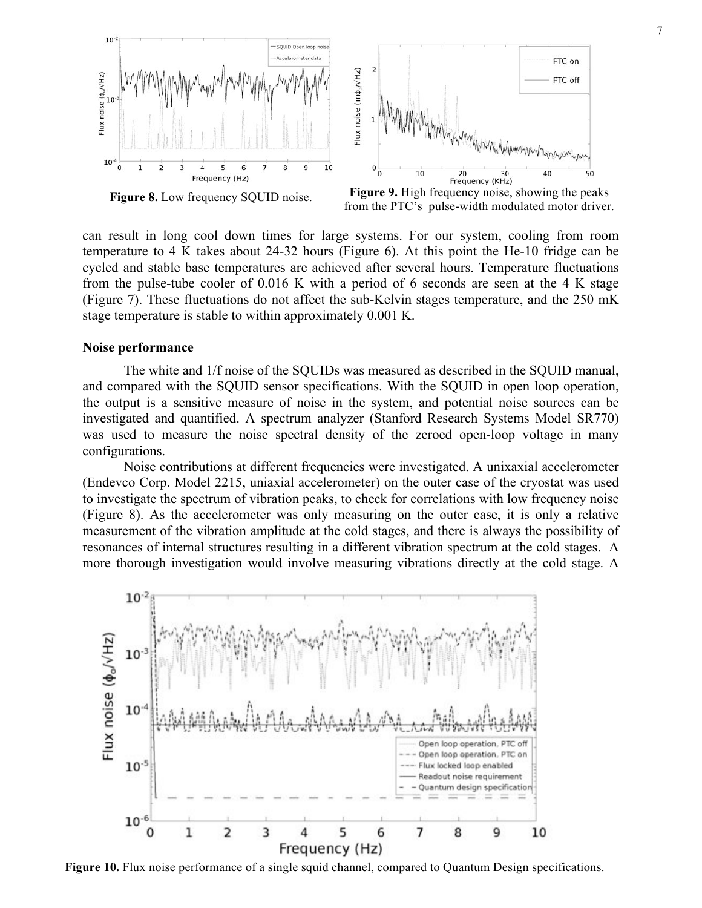Figure 8. Low frequency SQUID noise.

Figure 9. High frequency noise, showing the peaks from the PTC's pulse-width modulated motor driver.

can result in long cool down times for large systems. For our system, cooling from room temperature to 4 K takes about 24-32 hours (Figure 6). At this point the He-10 fridge can be cycled and stable base temperatures are achieved after several hours. Temperature fluctuations from the pulse-tube cooler of 0.016 K with a period of 6 seconds are seen at the 4 K stage (Figure 7). These fluctuations do not affect the sub-Kelvin stages temperature, and the 250 mK stage temperature is stable to within approximately 0.001 K.

**Noise performance**

The white and 1/f noise of the SQUIDs was measured as described in the SQUID manual, and compared with the SQUID sensor specifications. With the SQUID in open loop operation, the output is a sensitive measure of noise in the system, and potential noise sources can be investigated and quantified. A spectrum analyzer (Stanford Research Systems Model SR770) was used to measure the noise spectral density of the zeroed open-loop voltage in many configurations.

Noise contributions at different frequencies were investigated. A unixaxial accelerometer (Endevco Corp. Model 2215, uniaxial accelerometer) on the outer case of the cryostat was used to investigate the spectrum of vibration peaks, to check for correlations with low frequency noise (Figure 8). As the accelerometer was only measuring on the outer case, it is only a relative measurement of the vibration amplitude at the cold stages, and there is always the possibility of resonances of internal structures resulting in a different vibration spectrum at the cold stages. A more thorough investigation would involve measuring vibrations directly at the cold stage. A

Figure 10. Flux noise performance of a single squid channel, compared to Quantum Design specifications.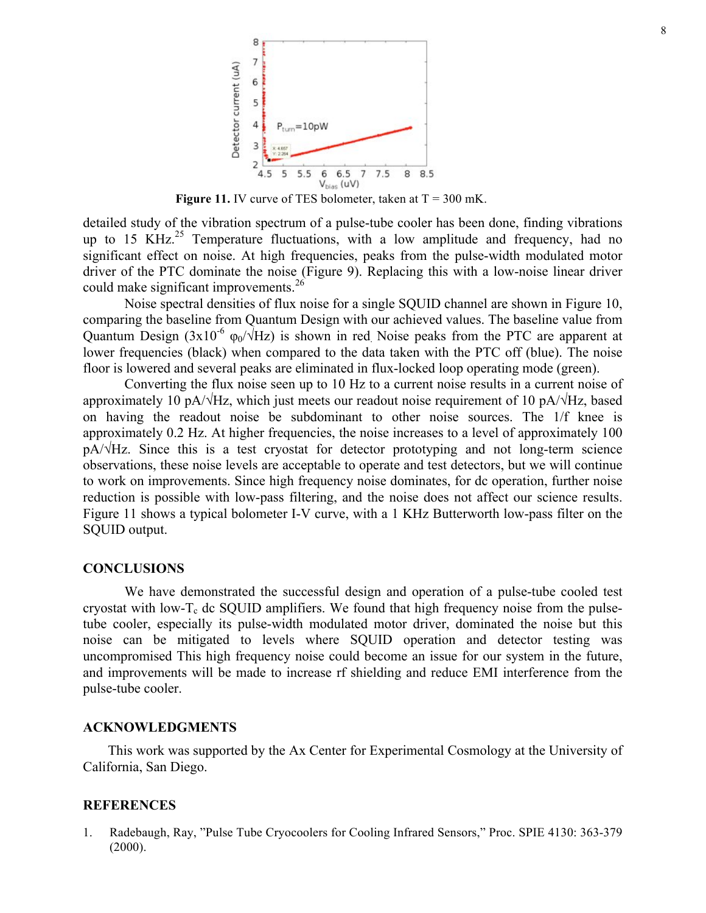Figure 11. IV curve of TES bolometer, taken at T = 300 mK.

detailed study of the vibration spectrum of a pulse-tube cooler has been done, finding vibrations up to 15 KHz.[25] Temperature fluctuations, with a low amplitude and frequency, had no significant effect on noise. At high frequencies, peaks from the pulse-width modulated motor driver of the PTC dominate the noise (Figure 9). Replacing this with a low-noise linear driver could make significant improvements.[26]

Noise spectral densities of flux noise for a single SQUID channel are shown in Figure 10, comparing the baseline from Quantum Design with our achieved values. The baseline value from Quantum Design ($3\text{x}10^{-6}$ $\varphi_0/\sqrt{\text{Hz}}$) is shown in red. Noise peaks from the PTC are apparent at lower frequencies (black) when compared to the data taken with the PTC off (blue). The noise floor is lowered and several peaks are eliminated in flux-locked loop operating mode (green).

Converting the flux noise seen up to 10 Hz to a current noise results in a current noise of approximately 10 pA/√Hz, which just meets our readout noise requirement of 10 pA/√Hz, based on having the readout noise be subdominant to other noise sources. The 1/f knee is approximately 0.2 Hz. At higher frequencies, the noise increases to a level of approximately 100 pA/√Hz. Since this is a test cryostat for detector prototyping and not long-term science observations, these noise levels are acceptable to operate and test detectors, but we will continue to work on improvements. Since high frequency noise dominates, for dc operation, further noise reduction is possible with low-pass filtering, and the noise does not affect our science results. Figure 11 shows a typical bolometer I-V curve, with a 1 KHz Butterworth low-pass filter on the SQUID output.

## CONCLUSIONS

We have demonstrated the successful design and operation of a pulse-tube cooled test cryostat with low-$T_c$ dc SQUID amplifiers. We found that high frequency noise from the pulse-tube cooler, especially its pulse-width modulated motor driver, dominated the noise but this noise can be mitigated to levels where SQUID operation and detector testing was uncompromised This high frequency noise could become an issue for our system in the future, and improvements will be made to increase rf shielding and reduce EMI interference from the pulse-tube cooler.

## ACKNOWLEDGMENTS

This work was supported by the Ax Center for Experimental Cosmology at the University of California, San Diego.

## REFERENCES

1. Radebaugh, Ray, "Pulse Tube Cryocoolers for Cooling Infrared Sensors," Proc. SPIE 4130: 363-379 (2000).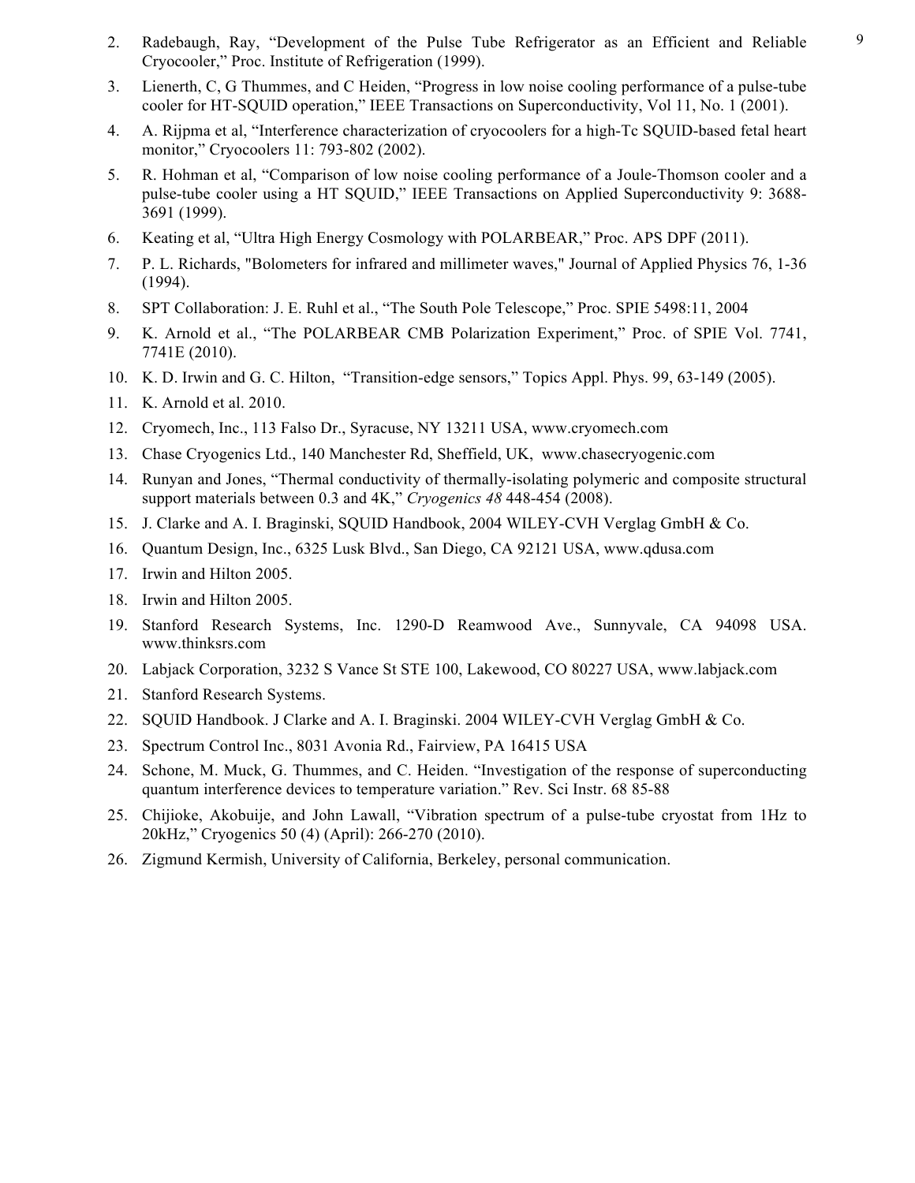2. Radebaugh, Ray, "Development of the Pulse Tube Refrigerator as an Efficient and Reliable Cryocooler," Proc. Institute of Refrigeration (1999).
3. Lienerth, C, G Thummes, and C Heiden, "Progress in low noise cooling performance of a pulse-tube cooler for HT-SQUID operation," IEEE Transactions on Superconductivity, Vol 11, No. 1 (2001).
4. A. Rijpma et al, "Interference characterization of cryocoolers for a high-Tc SQUID-based fetal heart monitor," Cryocoolers 11: 793-802 (2002).
5. R. Hohman et al, "Comparison of low noise cooling performance of a Joule-Thomson cooler and a pulse-tube cooler using a HT SQUID," IEEE Transactions on Applied Superconductivity 9: 3688-3691 (1999).
6. Keating et al, "Ultra High Energy Cosmology with POLARBEAR," Proc. APS DPF (2011).
7. P. L. Richards, "Bolometers for infrared and millimeter waves," Journal of Applied Physics 76, 1-36 (1994).
8. SPT Collaboration: J. E. Ruhl et al., "The South Pole Telescope," Proc. SPIE 5498:11, 2004
9. K. Arnold et al., "The POLARBEAR CMB Polarization Experiment," Proc. of SPIE Vol. 7741, 7741E (2010).
10. K. D. Irwin and G. C. Hilton, "Transition-edge sensors," Topics Appl. Phys. 99, 63-149 (2005).
11. K. Arnold et al. 2010.
12. Cryomech, Inc., 113 Falso Dr., Syracuse, NY 13211 USA, www.cryomech.com
13. Chase Cryogenics Ltd., 140 Manchester Rd, Sheffield, UK, www.chasecryogenic.com
14. Runyan and Jones, "Thermal conductivity of thermally-isolating polymeric and composite structural support materials between 0.3 and 4K," *Cryogenics 48* 448-454 (2008).
15. J. Clarke and A. I. Braginski, SQUID Handbook, 2004 WILEY-CVH Verglag GmbH & Co.
16. Quantum Design, Inc., 6325 Lusk Blvd., San Diego, CA 92121 USA, www.qdusa.com
17. Irwin and Hilton 2005.
18. Irwin and Hilton 2005.
19. Stanford Research Systems, Inc. 1290-D Reamwood Ave., Sunnyvale, CA 94098 USA. www.thinksrs.com
20. Labjack Corporation, 3232 S Vance St STE 100, Lakewood, CO 80227 USA, www.labjack.com
21. Stanford Research Systems.
22. SQUID Handbook. J Clarke and A. I. Braginski. 2004 WILEY-CVH Verglag GmbH & Co.
23. Spectrum Control Inc., 8031 Avonia Rd., Fairview, PA 16415 USA
24. Schone, M. Muck, G. Thummes, and C. Heiden. "Investigation of the response of superconducting quantum interference devices to temperature variation." Rev. Sci Instr. 68 85-88
25. Chijioke, Akobuije, and John Lawall, "Vibration spectrum of a pulse-tube cryostat from 1Hz to 20kHz," Cryogenics 50 (4) (April): 266-270 (2010).
26. Zigmund Kermish, University of California, Berkeley, personal communication.